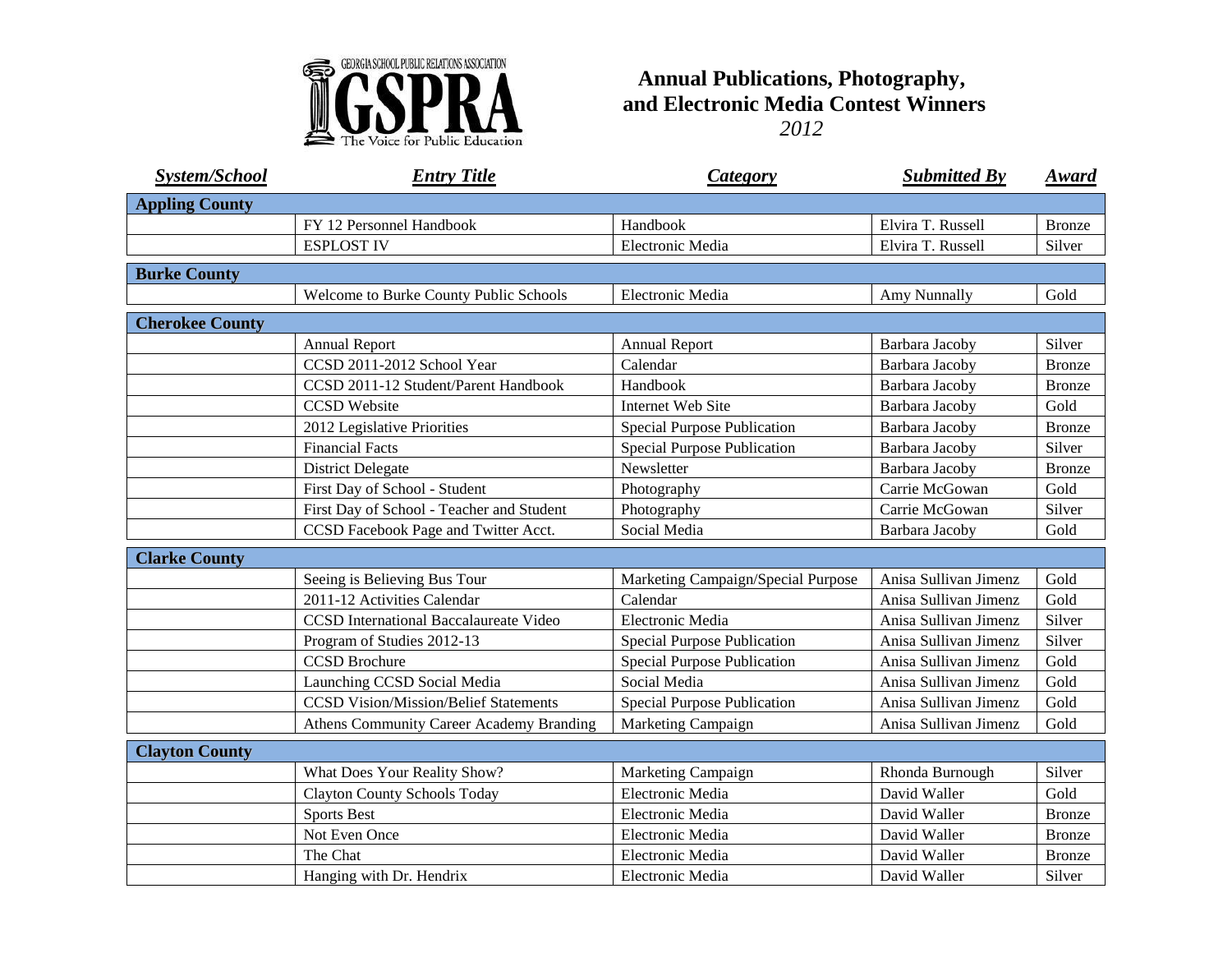GEORGIA SCHOOL PUBLIC RELATIONS ASSOCIATION
GSPRA
The Voice for Public Education

# Annual Publications, Photography, and Electronic Media Contest Winners

*2012*

| ***System/School*** | ***Entry Title*** | ***Category*** | ***Submitted By*** | ***Award*** |
|---|---|---|---|---|
| **Appling County** | | | | |
| | FY 12 Personnel Handbook | Handbook | Elvira T. Russell | Bronze |
| | ESPLOST IV | Electronic Media | Elvira T. Russell | Silver |
| **Burke County** | | | | |
| | Welcome to Burke County Public Schools | Electronic Media | Amy Nunnally | Gold |
| **Cherokee County** | | | | |
| | Annual Report | Annual Report | Barbara Jacoby | Silver |
| | CCSD 2011-2012 School Year | Calendar | Barbara Jacoby | Bronze |
| | CCSD 2011-12 Student/Parent Handbook | Handbook | Barbara Jacoby | Bronze |
| | CCSD Website | Internet Web Site | Barbara Jacoby | Gold |
| | 2012 Legislative Priorities | Special Purpose Publication | Barbara Jacoby | Bronze |
| | Financial Facts | Special Purpose Publication | Barbara Jacoby | Silver |
| | District Delegate | Newsletter | Barbara Jacoby | Bronze |
| | First Day of School - Student | Photography | Carrie McGowan | Gold |
| | First Day of School - Teacher and Student | Photography | Carrie McGowan | Silver |
| | CCSD Facebook Page and Twitter Acct. | Social Media | Barbara Jacoby | Gold |
| **Clarke County** | | | | |
| | Seeing is Believing Bus Tour | Marketing Campaign/Special Purpose | Anisa Sullivan Jimenz | Gold |
| | 2011-12 Activities Calendar | Calendar | Anisa Sullivan Jimenz | Gold |
| | CCSD International Baccalaureate Video | Electronic Media | Anisa Sullivan Jimenz | Silver |
| | Program of Studies 2012-13 | Special Purpose Publication | Anisa Sullivan Jimenz | Silver |
| | CCSD Brochure | Special Purpose Publication | Anisa Sullivan Jimenz | Gold |
| | Launching CCSD Social Media | Social Media | Anisa Sullivan Jimenz | Gold |
| | CCSD Vision/Mission/Belief Statements | Special Purpose Publication | Anisa Sullivan Jimenz | Gold |
| | Athens Community Career Academy Branding | Marketing Campaign | Anisa Sullivan Jimenz | Gold |
| **Clayton County** | | | | |
| | What Does Your Reality Show? | Marketing Campaign | Rhonda Burnough | Silver |
| | Clayton County Schools Today | Electronic Media | David Waller | Gold |
| | Sports Best | Electronic Media | David Waller | Bronze |
| | Not Even Once | Electronic Media | David Waller | Bronze |
| | The Chat | Electronic Media | David Waller | Bronze |
| | Hanging with Dr. Hendrix | Electronic Media | David Waller | Silver |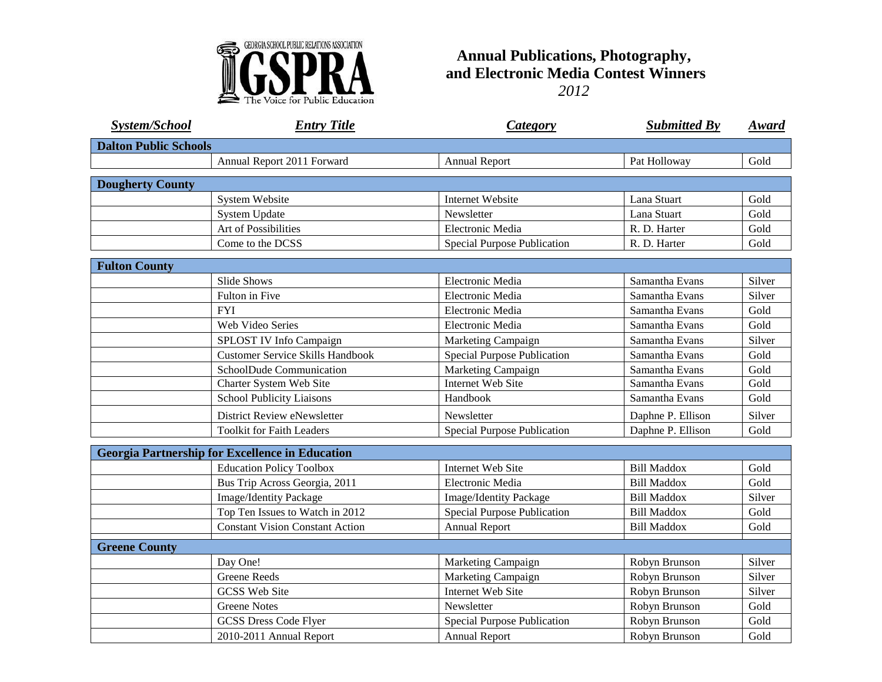# Annual Publications, Photography, and Electronic Media Contest Winners

*2012*

| System/School | Entry Title | Category | Submitted By | Award |
|---|---|---|---|---|
| **Dalton Public Schools** | | | | |
| | Annual Report 2011 Forward | Annual Report | Pat Holloway | Gold |
| **Dougherty County** | | | | |
| | System Website | Internet Website | Lana Stuart | Gold |
| | System Update | Newsletter | Lana Stuart | Gold |
| | Art of Possibilities | Electronic Media | R. D. Harter | Gold |
| | Come to the DCSS | Special Purpose Publication | R. D. Harter | Gold |
| **Fulton County** | | | | |
| | Slide Shows | Electronic Media | Samantha Evans | Silver |
| | Fulton in Five | Electronic Media | Samantha Evans | Silver |
| | FYI | Electronic Media | Samantha Evans | Gold |
| | Web Video Series | Electronic Media | Samantha Evans | Gold |
| | SPLOST IV Info Campaign | Marketing Campaign | Samantha Evans | Silver |
| | Customer Service Skills Handbook | Special Purpose Publication | Samantha Evans | Gold |
| | SchoolDude Communication | Marketing Campaign | Samantha Evans | Gold |
| | Charter System Web Site | Internet Web Site | Samantha Evans | Gold |
| | School Publicity Liaisons | Handbook | Samantha Evans | Gold |
| | District Review eNewsletter | Newsletter | Daphne P. Ellison | Silver |
| | Toolkit for Faith Leaders | Special Purpose Publication | Daphne P. Ellison | Gold |
| **Georgia Partnership for Excellence in Education** | | | | |
| | Education Policy Toolbox | Internet Web Site | Bill Maddox | Gold |
| | Bus Trip Across Georgia, 2011 | Electronic Media | Bill Maddox | Gold |
| | Image/Identity Package | Image/Identity Package | Bill Maddox | Silver |
| | Top Ten Issues to Watch in 2012 | Special Purpose Publication | Bill Maddox | Gold |
| | Constant Vision Constant Action | Annual Report | Bill Maddox | Gold |
| **Greene County** | | | | |
| | Day One! | Marketing Campaign | Robyn Brunson | Silver |
| | Greene Reeds | Marketing Campaign | Robyn Brunson | Silver |
| | GCSS Web Site | Internet Web Site | Robyn Brunson | Silver |
| | Greene Notes | Newsletter | Robyn Brunson | Gold |
| | GCSS Dress Code Flyer | Special Purpose Publication | Robyn Brunson | Gold |
| | 2010-2011 Annual Report | Annual Report | Robyn Brunson | Gold |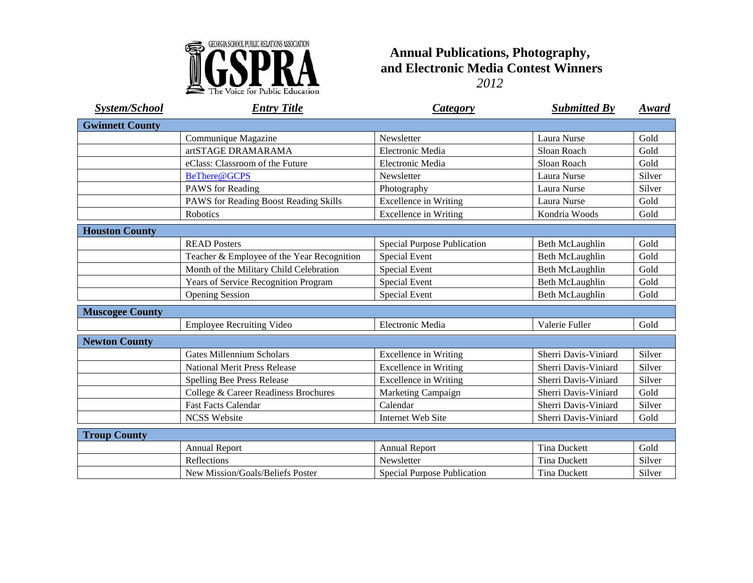GEORGIA SCHOOL PUBLIC RELATIONS ASSOCIATION
GSPRA
The Voice for Public Education

# Annual Publications, Photography, and Electronic Media Contest Winners

*2012*

| ***System/School*** | ***Entry Title*** | ***Category*** | ***Submitted By*** | ***Award*** |
|---|---|---|---|---|
| **Gwinnett County** | | | | |
| | Communique Magazine | Newsletter | Laura Nurse | Gold |
| | artSTAGE DRAMARAMA | Electronic Media | Sloan Roach | Gold |
| | eClass: Classroom of the Future | Electronic Media | Sloan Roach | Gold |
| | BeThere@GCPS | Newsletter | Laura Nurse | Silver |
| | PAWS for Reading | Photography | Laura Nurse | Silver |
| | PAWS for Reading Boost Reading Skills | Excellence in Writing | Laura Nurse | Gold |
| | Robotics | Excellence in Writing | Kondria Woods | Gold |
| **Houston County** | | | | |
| | READ Posters | Special Purpose Publication | Beth McLaughlin | Gold |
| | Teacher & Employee of the Year Recognition | Special Event | Beth McLaughlin | Gold |
| | Month of the Military Child Celebration | Special Event | Beth McLaughlin | Gold |
| | Years of Service Recognition Program | Special Event | Beth McLaughlin | Gold |
| | Opening Session | Special Event | Beth McLaughlin | Gold |
| **Muscogee County** | | | | |
| | Employee Recruiting Video | Electronic Media | Valerie Fuller | Gold |
| **Newton County** | | | | |
| | Gates Millennium Scholars | Excellence in Writing | Sherri Davis-Viniard | Silver |
| | National Merit Press Release | Excellence in Writing | Sherri Davis-Viniard | Silver |
| | Spelling Bee Press Release | Excellence in Writing | Sherri Davis-Viniard | Silver |
| | College & Career Readiness Brochures | Marketing Campaign | Sherri Davis-Viniard | Gold |
| | Fast Facts Calendar | Calendar | Sherri Davis-Viniard | Silver |
| | NCSS Website | Internet Web Site | Sherri Davis-Viniard | Gold |
| **Troup County** | | | | |
| | Annual Report | Annual Report | Tina Duckett | Gold |
| | Reflections | Newsletter | Tina Duckett | Silver |
| | New Mission/Goals/Beliefs Poster | Special Purpose Publication | Tina Duckett | Silver |